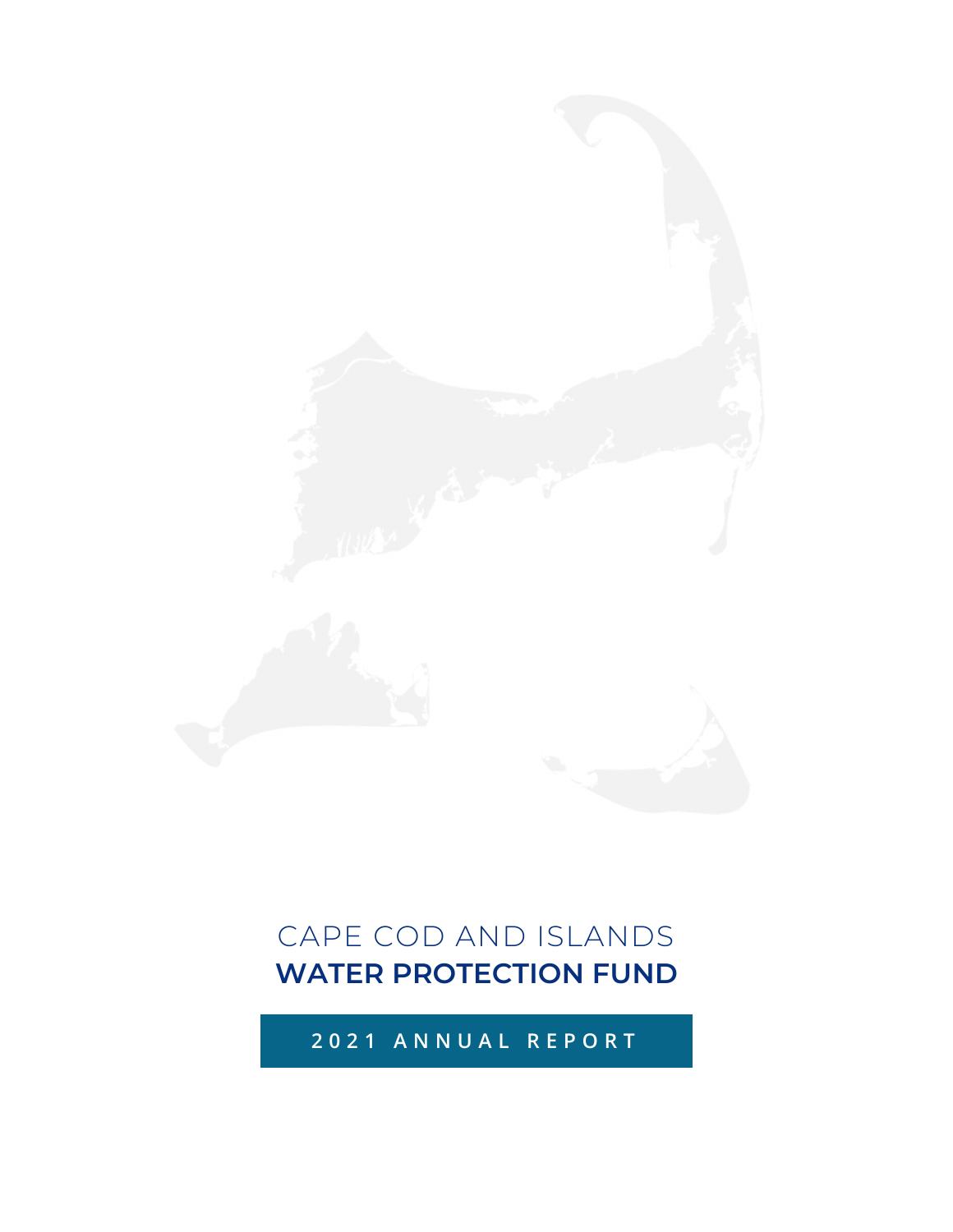# CAPE COD AND ISLANDS
# WATER PROTECTION FUND

## 2021 ANNUAL REPORT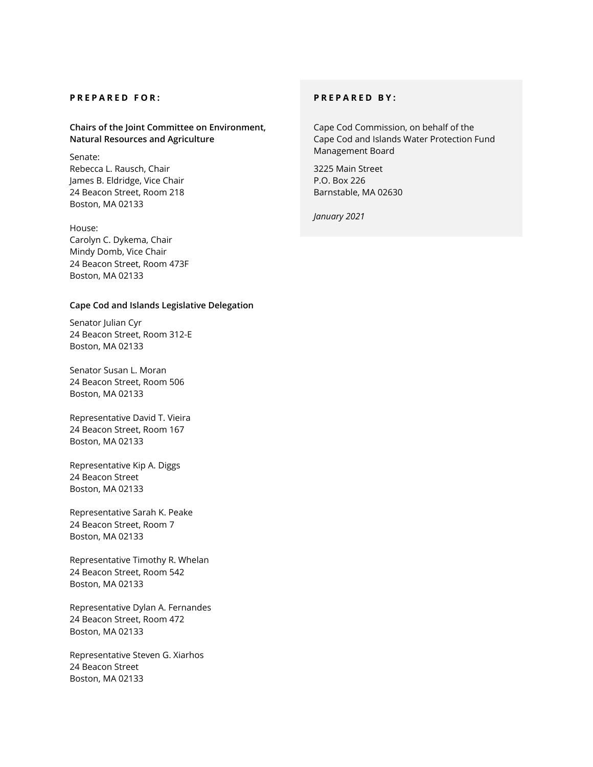**PREPARED FOR:**

**Chairs of the Joint Committee on Environment, Natural Resources and Agriculture**

Senate:
Rebecca L. Rausch, Chair
James B. Eldridge, Vice Chair
24 Beacon Street, Room 218
Boston, MA 02133

House:
Carolyn C. Dykema, Chair
Mindy Domb, Vice Chair
24 Beacon Street, Room 473F
Boston, MA 02133

**Cape Cod and Islands Legislative Delegation**

Senator Julian Cyr
24 Beacon Street, Room 312-E
Boston, MA 02133

Senator Susan L. Moran
24 Beacon Street, Room 506
Boston, MA 02133

Representative David T. Vieira
24 Beacon Street, Room 167
Boston, MA 02133

Representative Kip A. Diggs
24 Beacon Street
Boston, MA 02133

Representative Sarah K. Peake
24 Beacon Street, Room 7
Boston, MA 02133

Representative Timothy R. Whelan
24 Beacon Street, Room 542
Boston, MA 02133

Representative Dylan A. Fernandes
24 Beacon Street, Room 472
Boston, MA 02133

Representative Steven G. Xiarhos
24 Beacon Street
Boston, MA 02133

**PREPARED BY:**

Cape Cod Commission, on behalf of the Cape Cod and Islands Water Protection Fund Management Board

3225 Main Street
P.O. Box 226
Barnstable, MA 02630

*January 2021*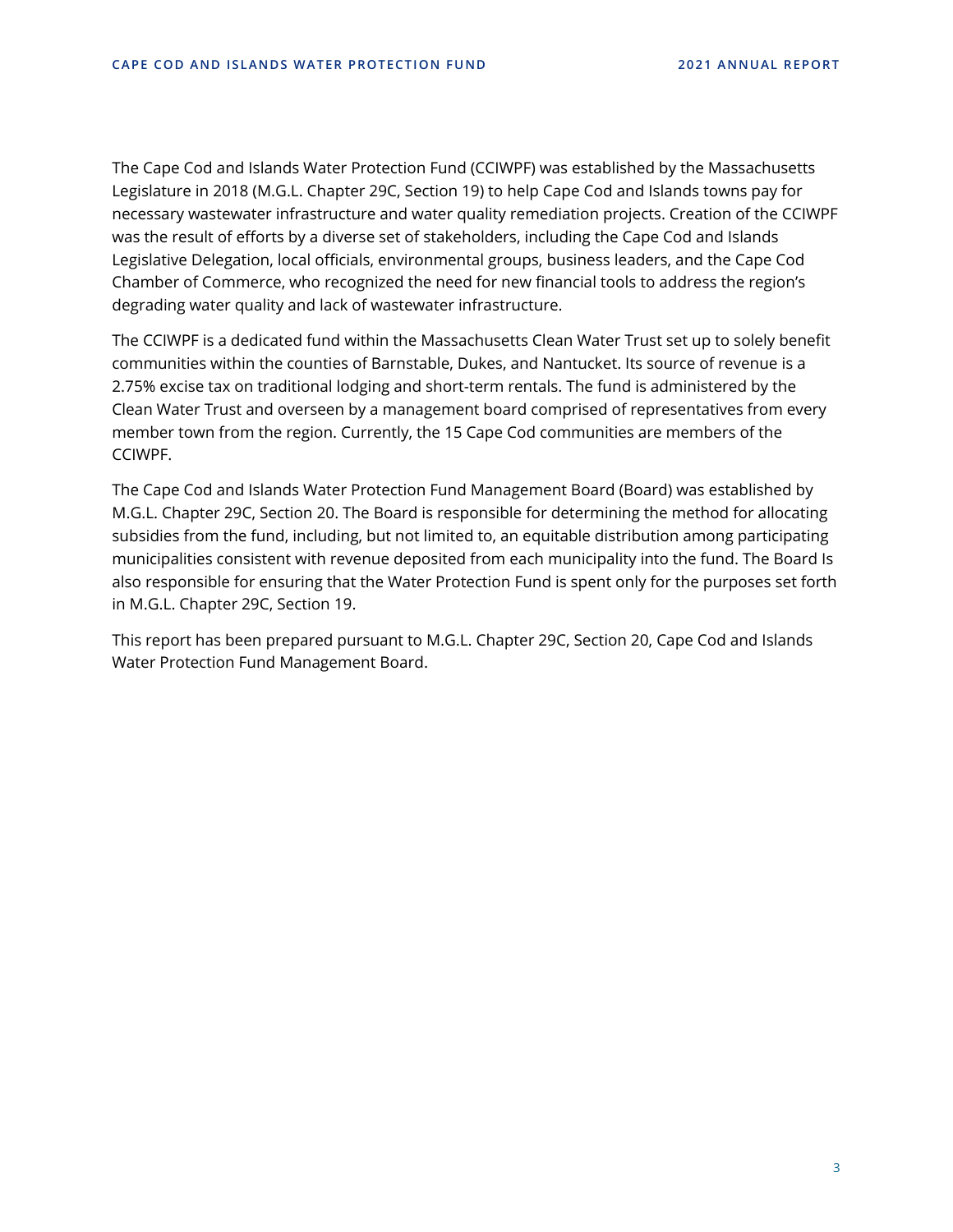The Cape Cod and Islands Water Protection Fund (CCIWPF) was established by the Massachusetts Legislature in 2018 (M.G.L. Chapter 29C, Section 19) to help Cape Cod and Islands towns pay for necessary wastewater infrastructure and water quality remediation projects. Creation of the CCIWPF was the result of efforts by a diverse set of stakeholders, including the Cape Cod and Islands Legislative Delegation, local officials, environmental groups, business leaders, and the Cape Cod Chamber of Commerce, who recognized the need for new financial tools to address the region's degrading water quality and lack of wastewater infrastructure.

The CCIWPF is a dedicated fund within the Massachusetts Clean Water Trust set up to solely benefit communities within the counties of Barnstable, Dukes, and Nantucket. Its source of revenue is a 2.75% excise tax on traditional lodging and short-term rentals. The fund is administered by the Clean Water Trust and overseen by a management board comprised of representatives from every member town from the region. Currently, the 15 Cape Cod communities are members of the CCIWPF.

The Cape Cod and Islands Water Protection Fund Management Board (Board) was established by M.G.L. Chapter 29C, Section 20. The Board is responsible for determining the method for allocating subsidies from the fund, including, but not limited to, an equitable distribution among participating municipalities consistent with revenue deposited from each municipality into the fund. The Board Is also responsible for ensuring that the Water Protection Fund is spent only for the purposes set forth in M.G.L. Chapter 29C, Section 19.

This report has been prepared pursuant to M.G.L. Chapter 29C, Section 20, Cape Cod and Islands Water Protection Fund Management Board.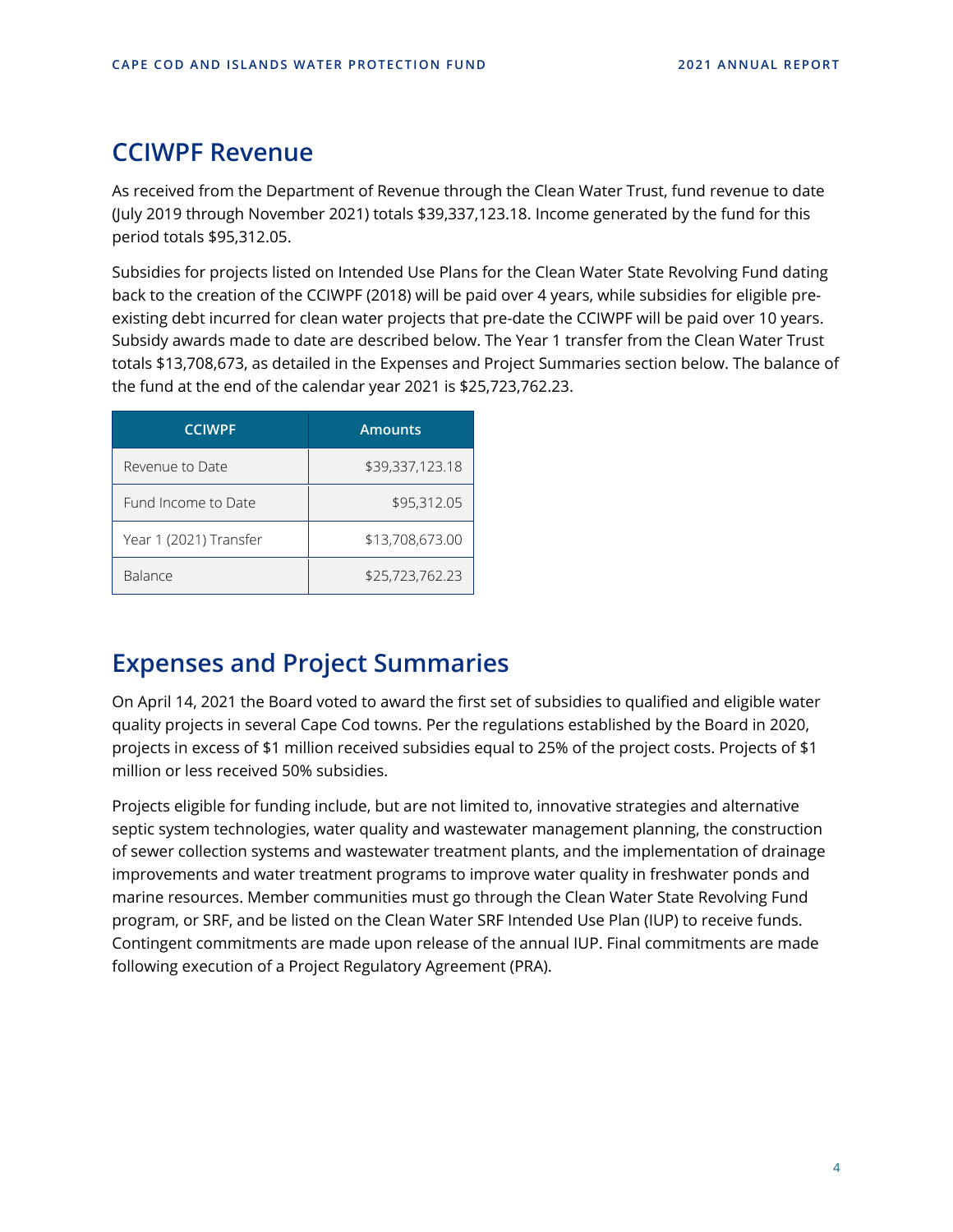## CCIWPF Revenue

As received from the Department of Revenue through the Clean Water Trust, fund revenue to date (July 2019 through November 2021) totals $39,337,123.18. Income generated by the fund for this period totals $95,312.05.

Subsidies for projects listed on Intended Use Plans for the Clean Water State Revolving Fund dating back to the creation of the CCIWPF (2018) will be paid over 4 years, while subsidies for eligible pre-existing debt incurred for clean water projects that pre-date the CCIWPF will be paid over 10 years. Subsidy awards made to date are described below. The Year 1 transfer from the Clean Water Trust totals $13,708,673, as detailed in the Expenses and Project Summaries section below. The balance of the fund at the end of the calendar year 2021 is $25,723,762.23.

| CCIWPF | Amounts |
|---|---|
| Revenue to Date | $39,337,123.18 |
| Fund Income to Date | $95,312.05 |
| Year 1 (2021) Transfer | $13,708,673.00 |
| Balance | $25,723,762.23 |

## Expenses and Project Summaries

On April 14, 2021 the Board voted to award the first set of subsidies to qualified and eligible water quality projects in several Cape Cod towns. Per the regulations established by the Board in 2020, projects in excess of $1 million received subsidies equal to 25% of the project costs. Projects of $1 million or less received 50% subsidies.

Projects eligible for funding include, but are not limited to, innovative strategies and alternative septic system technologies, water quality and wastewater management planning, the construction of sewer collection systems and wastewater treatment plants, and the implementation of drainage improvements and water treatment programs to improve water quality in freshwater ponds and marine resources. Member communities must go through the Clean Water State Revolving Fund program, or SRF, and be listed on the Clean Water SRF Intended Use Plan (IUP) to receive funds. Contingent commitments are made upon release of the annual IUP. Final commitments are made following execution of a Project Regulatory Agreement (PRA).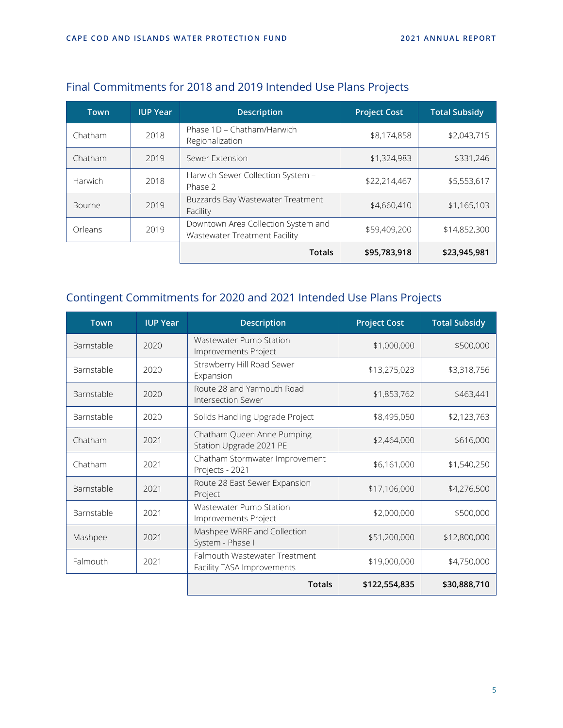## Final Commitments for 2018 and 2019 Intended Use Plans Projects

| Town | IUP Year | Description | Project Cost | Total Subsidy |
|---|---|---|---|---|
| Chatham | 2018 | Phase 1D – Chatham/Harwich Regionalization | $8,174,858 | $2,043,715 |
| Chatham | 2019 | Sewer Extension | $1,324,983 | $331,246 |
| Harwich | 2018 | Harwich Sewer Collection System – Phase 2 | $22,214,467 | $5,553,617 |
| Bourne | 2019 | Buzzards Bay Wastewater Treatment Facility | $4,660,410 | $1,165,103 |
| Orleans | 2019 | Downtown Area Collection System and Wastewater Treatment Facility | $59,409,200 | $14,852,300 |
| | | **Totals** | **$95,783,918** | **$23,945,981** |

## Contingent Commitments for 2020 and 2021 Intended Use Plans Projects

| Town | IUP Year | Description | Project Cost | Total Subsidy |
|---|---|---|---|---|
| Barnstable | 2020 | Wastewater Pump Station Improvements Project | $1,000,000 | $500,000 |
| Barnstable | 2020 | Strawberry Hill Road Sewer Expansion | $13,275,023 | $3,318,756 |
| Barnstable | 2020 | Route 28 and Yarmouth Road Intersection Sewer | $1,853,762 | $463,441 |
| Barnstable | 2020 | Solids Handling Upgrade Project | $8,495,050 | $2,123,763 |
| Chatham | 2021 | Chatham Queen Anne Pumping Station Upgrade 2021 PE | $2,464,000 | $616,000 |
| Chatham | 2021 | Chatham Stormwater Improvement Projects - 2021 | $6,161,000 | $1,540,250 |
| Barnstable | 2021 | Route 28 East Sewer Expansion Project | $17,106,000 | $4,276,500 |
| Barnstable | 2021 | Wastewater Pump Station Improvements Project | $2,000,000 | $500,000 |
| Mashpee | 2021 | Mashpee WRRF and Collection System - Phase I | $51,200,000 | $12,800,000 |
| Falmouth | 2021 | Falmouth Wastewater Treatment Facility TASA Improvements | $19,000,000 | $4,750,000 |
| | | **Totals** | **$122,554,835** | **$30,888,710** |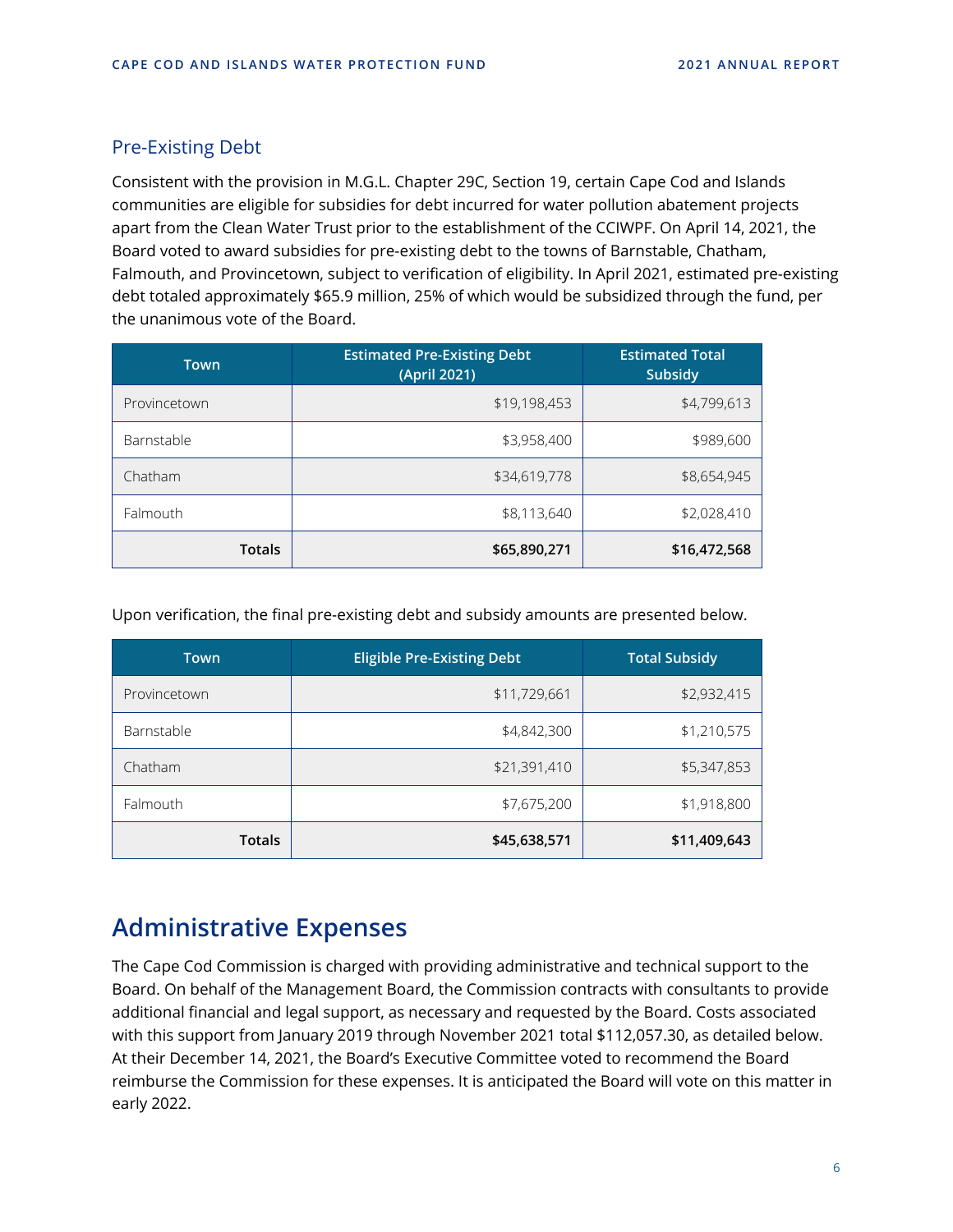## Pre-Existing Debt

Consistent with the provision in M.G.L. Chapter 29C, Section 19, certain Cape Cod and Islands communities are eligible for subsidies for debt incurred for water pollution abatement projects apart from the Clean Water Trust prior to the establishment of the CCIWPF. On April 14, 2021, the Board voted to award subsidies for pre-existing debt to the towns of Barnstable, Chatham, Falmouth, and Provincetown, subject to verification of eligibility. In April 2021, estimated pre-existing debt totaled approximately $65.9 million, 25% of which would be subsidized through the fund, per the unanimous vote of the Board.

| Town | Estimated Pre-Existing Debt (April 2021) | Estimated Total Subsidy |
|---|---:|---:|
| Provincetown | $19,198,453 | $4,799,613 |
| Barnstable | $3,958,400 | $989,600 |
| Chatham | $34,619,778 | $8,654,945 |
| Falmouth | $8,113,640 | $2,028,410 |
| **Totals** | **$65,890,271** | **$16,472,568** |

Upon verification, the final pre-existing debt and subsidy amounts are presented below.

| Town | Eligible Pre-Existing Debt | Total Subsidy |
|---|---:|---:|
| Provincetown | $11,729,661 | $2,932,415 |
| Barnstable | $4,842,300 | $1,210,575 |
| Chatham | $21,391,410 | $5,347,853 |
| Falmouth | $7,675,200 | $1,918,800 |
| **Totals** | **$45,638,571** | **$11,409,643** |

# Administrative Expenses

The Cape Cod Commission is charged with providing administrative and technical support to the Board. On behalf of the Management Board, the Commission contracts with consultants to provide additional financial and legal support, as necessary and requested by the Board. Costs associated with this support from January 2019 through November 2021 total $112,057.30, as detailed below. At their December 14, 2021, the Board's Executive Committee voted to recommend the Board reimburse the Commission for these expenses. It is anticipated the Board will vote on this matter in early 2022.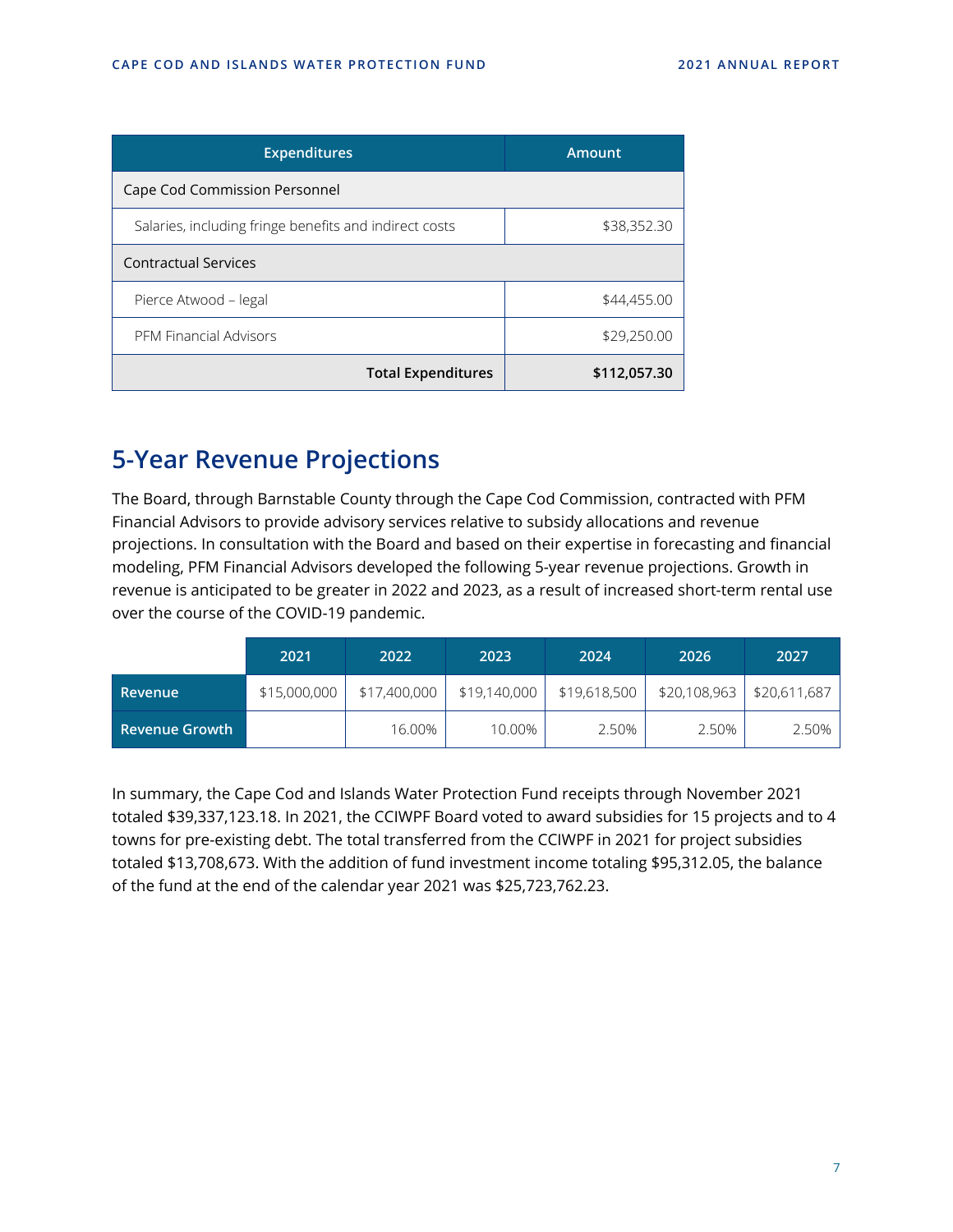| Expenditures | Amount |
|---|---|
| Cape Cod Commission Personnel | |
| Salaries, including fringe benefits and indirect costs | $38,352.30 |
| Contractual Services | |
| Pierce Atwood – legal | $44,455.00 |
| PFM Financial Advisors | $29,250.00 |
| **Total Expenditures** | **$112,057.30** |

## 5-Year Revenue Projections

The Board, through Barnstable County through the Cape Cod Commission, contracted with PFM Financial Advisors to provide advisory services relative to subsidy allocations and revenue projections. In consultation with the Board and based on their expertise in forecasting and financial modeling, PFM Financial Advisors developed the following 5-year revenue projections. Growth in revenue is anticipated to be greater in 2022 and 2023, as a result of increased short-term rental use over the course of the COVID-19 pandemic.

| | 2021 | 2022 | 2023 | 2024 | 2026 | 2027 |
|---|---|---|---|---|---|---|
| **Revenue** | $15,000,000 | $17,400,000 | $19,140,000 | $19,618,500 | $20,108,963 | $20,611,687 |
| **Revenue Growth** | | 16.00% | 10.00% | 2.50% | 2.50% | 2.50% |

In summary, the Cape Cod and Islands Water Protection Fund receipts through November 2021 totaled $39,337,123.18. In 2021, the CCIWPF Board voted to award subsidies for 15 projects and to 4 towns for pre-existing debt. The total transferred from the CCIWPF in 2021 for project subsidies totaled $13,708,673. With the addition of fund investment income totaling $95,312.05, the balance of the fund at the end of the calendar year 2021 was $25,723,762.23.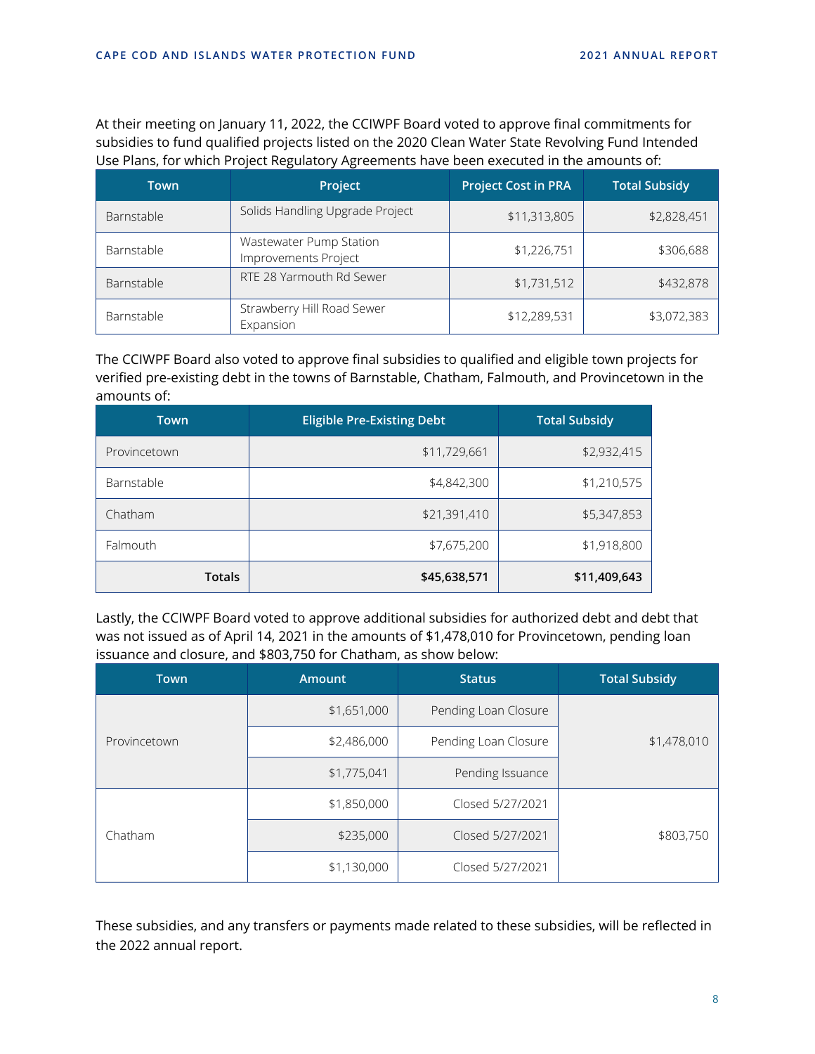At their meeting on January 11, 2022, the CCIWPF Board voted to approve final commitments for subsidies to fund qualified projects listed on the 2020 Clean Water State Revolving Fund Intended Use Plans, for which Project Regulatory Agreements have been executed in the amounts of:

| Town | Project | Project Cost in PRA | Total Subsidy |
|---|---|---|---|
| Barnstable | Solids Handling Upgrade Project | $11,313,805 | $2,828,451 |
| Barnstable | Wastewater Pump Station Improvements Project | $1,226,751 | $306,688 |
| Barnstable | RTE 28 Yarmouth Rd Sewer | $1,731,512 | $432,878 |
| Barnstable | Strawberry Hill Road Sewer Expansion | $12,289,531 | $3,072,383 |

The CCIWPF Board also voted to approve final subsidies to qualified and eligible town projects for verified pre-existing debt in the towns of Barnstable, Chatham, Falmouth, and Provincetown in the amounts of:

| Town | Eligible Pre-Existing Debt | Total Subsidy |
|---|---|---|
| Provincetown | $11,729,661 | $2,932,415 |
| Barnstable | $4,842,300 | $1,210,575 |
| Chatham | $21,391,410 | $5,347,853 |
| Falmouth | $7,675,200 | $1,918,800 |
| **Totals** | **$45,638,571** | **$11,409,643** |

Lastly, the CCIWPF Board voted to approve additional subsidies for authorized debt and debt that was not issued as of April 14, 2021 in the amounts of $1,478,010 for Provincetown, pending loan issuance and closure, and $803,750 for Chatham, as show below:

| Town | Amount | Status | Total Subsidy |
|---|---|---|---|
| Provincetown | $1,651,000 | Pending Loan Closure | $1,478,010 |
| | $2,486,000 | Pending Loan Closure | |
| | $1,775,041 | Pending Issuance | |
| Chatham | $1,850,000 | Closed 5/27/2021 | $803,750 |
| | $235,000 | Closed 5/27/2021 | |
| | $1,130,000 | Closed 5/27/2021 | |

These subsidies, and any transfers or payments made related to these subsidies, will be reflected in the 2022 annual report.